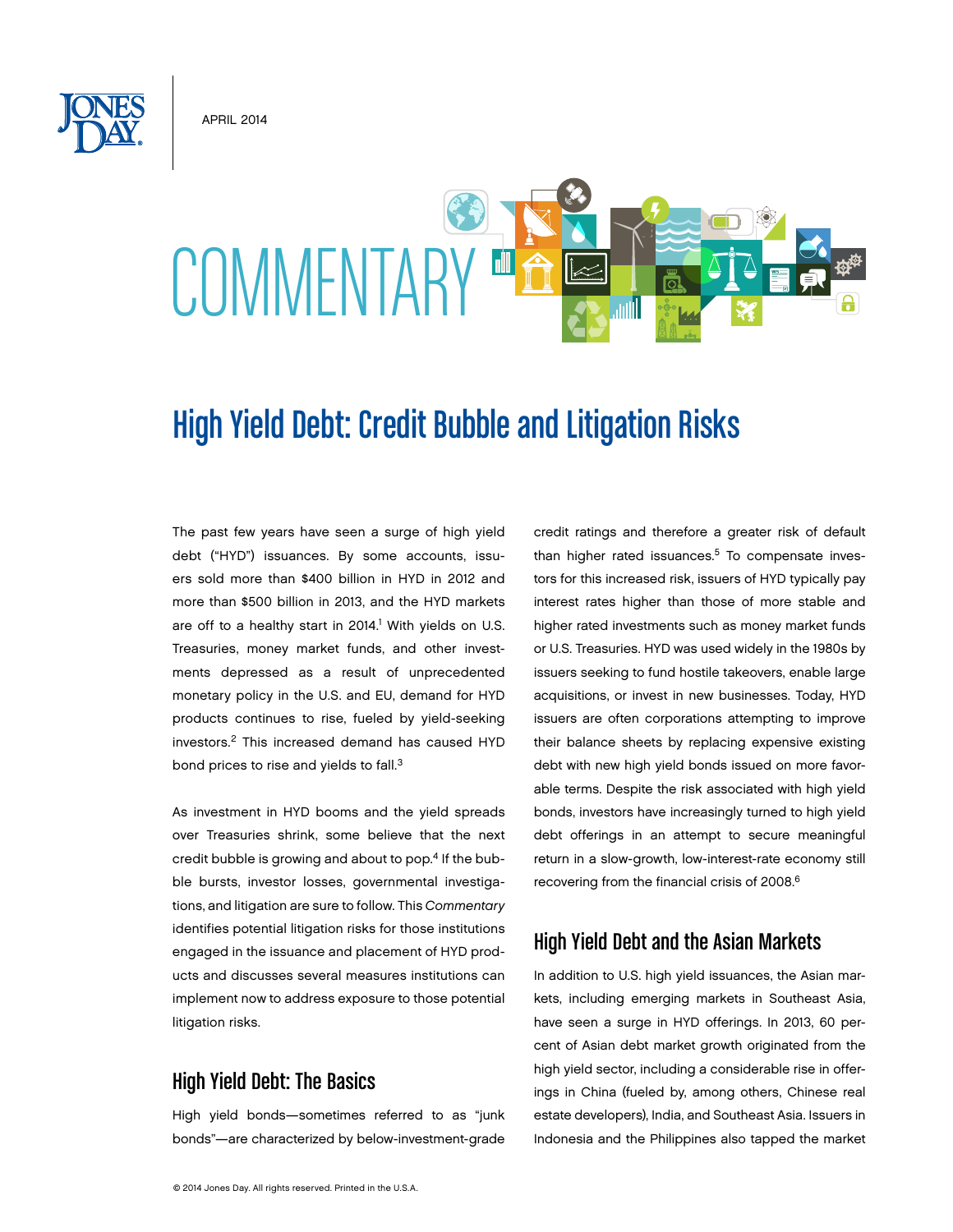APRIL 2014

COMMENTARY

# High Yield Debt: Credit Bubble and Litigation Risks

The past few years have seen a surge of high yield debt ("HYD") issuances. By some accounts, issuers sold more than $400 billion in HYD in 2012 and more than $500 billion in 2013, and the HYD markets are off to a healthy start in 2014.[1] With yields on U.S. Treasuries, money market funds, and other investments depressed as a result of unprecedented monetary policy in the U.S. and EU, demand for HYD products continues to rise, fueled by yield-seeking investors.[2] This increased demand has caused HYD bond prices to rise and yields to fall.[3]

As investment in HYD booms and the yield spreads over Treasuries shrink, some believe that the next credit bubble is growing and about to pop.[4] If the bubble bursts, investor losses, governmental investigations, and litigation are sure to follow. This *Commentary* identifies potential litigation risks for those institutions engaged in the issuance and placement of HYD products and discusses several measures institutions can implement now to address exposure to those potential litigation risks.

## High Yield Debt: The Basics

High yield bonds—sometimes referred to as "junk bonds"—are characterized by below-investment-grade credit ratings and therefore a greater risk of default than higher rated issuances.[5] To compensate investors for this increased risk, issuers of HYD typically pay interest rates higher than those of more stable and higher rated investments such as money market funds or U.S. Treasuries. HYD was used widely in the 1980s by issuers seeking to fund hostile takeovers, enable large acquisitions, or invest in new businesses. Today, HYD issuers are often corporations attempting to improve their balance sheets by replacing expensive existing debt with new high yield bonds issued on more favorable terms. Despite the risk associated with high yield bonds, investors have increasingly turned to high yield debt offerings in an attempt to secure meaningful return in a slow-growth, low-interest-rate economy still recovering from the financial crisis of 2008.[6]

## High Yield Debt and the Asian Markets

In addition to U.S. high yield issuances, the Asian markets, including emerging markets in Southeast Asia, have seen a surge in HYD offerings. In 2013, 60 percent of Asian debt market growth originated from the high yield sector, including a considerable rise in offerings in China (fueled by, among others, Chinese real estate developers), India, and Southeast Asia. Issuers in Indonesia and the Philippines also tapped the market

© 2014 Jones Day. All rights reserved. Printed in the U.S.A.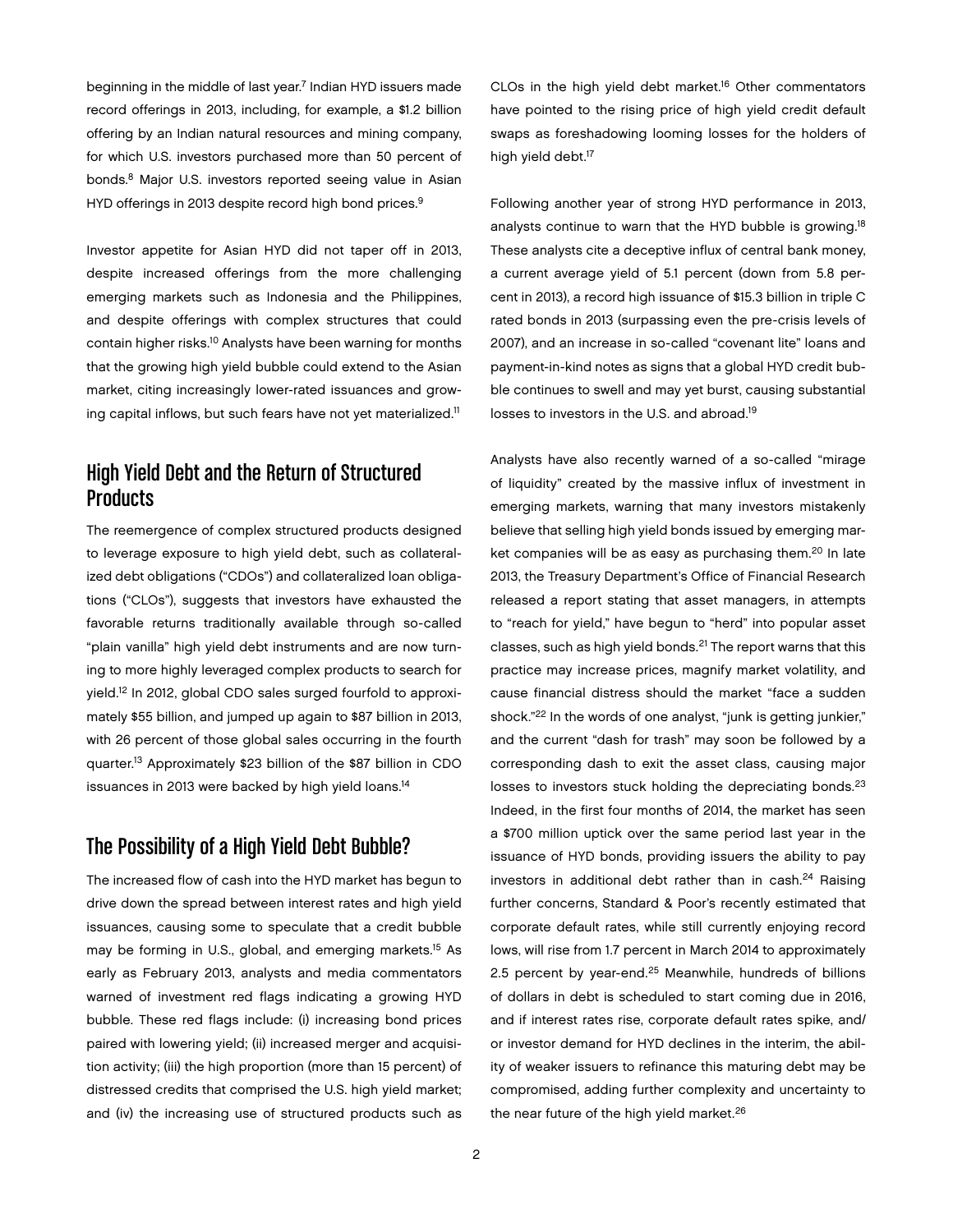beginning in the middle of last year.[7] Indian HYD issuers made record offerings in 2013, including, for example, a $1.2 billion offering by an Indian natural resources and mining company, for which U.S. investors purchased more than 50 percent of bonds.[8] Major U.S. investors reported seeing value in Asian HYD offerings in 2013 despite record high bond prices.[9]

Investor appetite for Asian HYD did not taper off in 2013, despite increased offerings from the more challenging emerging markets such as Indonesia and the Philippines, and despite offerings with complex structures that could contain higher risks.[10] Analysts have been warning for months that the growing high yield bubble could extend to the Asian market, citing increasingly lower-rated issuances and growing capital inflows, but such fears have not yet materialized.[11]

## High Yield Debt and the Return of Structured Products

The reemergence of complex structured products designed to leverage exposure to high yield debt, such as collateralized debt obligations ("CDOs") and collateralized loan obligations ("CLOs"), suggests that investors have exhausted the favorable returns traditionally available through so-called "plain vanilla" high yield debt instruments and are now turning to more highly leveraged complex products to search for yield.[12] In 2012, global CDO sales surged fourfold to approximately $55 billion, and jumped up again to $87 billion in 2013, with 26 percent of those global sales occurring in the fourth quarter.[13] Approximately $23 billion of the $87 billion in CDO issuances in 2013 were backed by high yield loans.[14]

## The Possibility of a High Yield Debt Bubble?

The increased flow of cash into the HYD market has begun to drive down the spread between interest rates and high yield issuances, causing some to speculate that a credit bubble may be forming in U.S., global, and emerging markets.[15] As early as February 2013, analysts and media commentators warned of investment red flags indicating a growing HYD bubble. These red flags include: (i) increasing bond prices paired with lowering yield; (ii) increased merger and acquisition activity; (iii) the high proportion (more than 15 percent) of distressed credits that comprised the U.S. high yield market; and (iv) the increasing use of structured products such as CLOs in the high yield debt market.[16] Other commentators have pointed to the rising price of high yield credit default swaps as foreshadowing looming losses for the holders of high yield debt.[17]

Following another year of strong HYD performance in 2013, analysts continue to warn that the HYD bubble is growing.[18] These analysts cite a deceptive influx of central bank money, a current average yield of 5.1 percent (down from 5.8 percent in 2013), a record high issuance of $15.3 billion in triple C rated bonds in 2013 (surpassing even the pre-crisis levels of 2007), and an increase in so-called "covenant lite" loans and payment-in-kind notes as signs that a global HYD credit bubble continues to swell and may yet burst, causing substantial losses to investors in the U.S. and abroad.[19]

Analysts have also recently warned of a so-called "mirage of liquidity" created by the massive influx of investment in emerging markets, warning that many investors mistakenly believe that selling high yield bonds issued by emerging market companies will be as easy as purchasing them.[20] In late 2013, the Treasury Department's Office of Financial Research released a report stating that asset managers, in attempts to "reach for yield," have begun to "herd" into popular asset classes, such as high yield bonds.[21] The report warns that this practice may increase prices, magnify market volatility, and cause financial distress should the market "face a sudden shock."[22] In the words of one analyst, "junk is getting junkier," and the current "dash for trash" may soon be followed by a corresponding dash to exit the asset class, causing major losses to investors stuck holding the depreciating bonds.[23] Indeed, in the first four months of 2014, the market has seen a $700 million uptick over the same period last year in the issuance of HYD bonds, providing issuers the ability to pay investors in additional debt rather than in cash.[24] Raising further concerns, Standard & Poor's recently estimated that corporate default rates, while still currently enjoying record lows, will rise from 1.7 percent in March 2014 to approximately 2.5 percent by year-end.[25] Meanwhile, hundreds of billions of dollars in debt is scheduled to start coming due in 2016, and if interest rates rise, corporate default rates spike, and/or investor demand for HYD declines in the interim, the ability of weaker issuers to refinance this maturing debt may be compromised, adding further complexity and uncertainty to the near future of the high yield market.[26]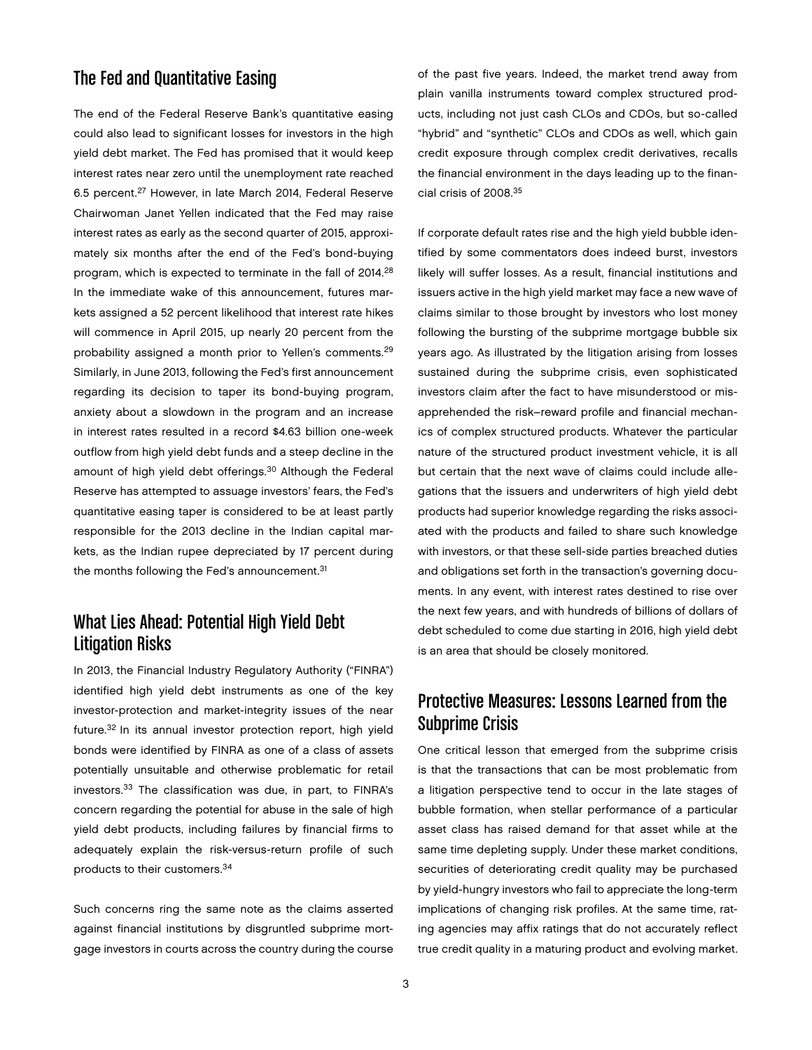## The Fed and Quantitative Easing

The end of the Federal Reserve Bank's quantitative easing could also lead to significant losses for investors in the high yield debt market. The Fed has promised that it would keep interest rates near zero until the unemployment rate reached 6.5 percent.[27] However, in late March 2014, Federal Reserve Chairwoman Janet Yellen indicated that the Fed may raise interest rates as early as the second quarter of 2015, approximately six months after the end of the Fed's bond-buying program, which is expected to terminate in the fall of 2014.[28] In the immediate wake of this announcement, futures markets assigned a 52 percent likelihood that interest rate hikes will commence in April 2015, up nearly 20 percent from the probability assigned a month prior to Yellen's comments.[29] Similarly, in June 2013, following the Fed's first announcement regarding its decision to taper its bond-buying program, anxiety about a slowdown in the program and an increase in interest rates resulted in a record $4.63 billion one-week outflow from high yield debt funds and a steep decline in the amount of high yield debt offerings.[30] Although the Federal Reserve has attempted to assuage investors' fears, the Fed's quantitative easing taper is considered to be at least partly responsible for the 2013 decline in the Indian capital markets, as the Indian rupee depreciated by 17 percent during the months following the Fed's announcement.[31]

## What Lies Ahead: Potential High Yield Debt Litigation Risks

In 2013, the Financial Industry Regulatory Authority ("FINRA") identified high yield debt instruments as one of the key investor-protection and market-integrity issues of the near future.[32] In its annual investor protection report, high yield bonds were identified by FINRA as one of a class of assets potentially unsuitable and otherwise problematic for retail investors.[33] The classification was due, in part, to FINRA's concern regarding the potential for abuse in the sale of high yield debt products, including failures by financial firms to adequately explain the risk-versus-return profile of such products to their customers.[34]

Such concerns ring the same note as the claims asserted against financial institutions by disgruntled subprime mortgage investors in courts across the country during the course of the past five years. Indeed, the market trend away from plain vanilla instruments toward complex structured products, including not just cash CLOs and CDOs, but so-called "hybrid" and "synthetic" CLOs and CDOs as well, which gain credit exposure through complex credit derivatives, recalls the financial environment in the days leading up to the financial crisis of 2008.[35]

If corporate default rates rise and the high yield bubble identified by some commentators does indeed burst, investors likely will suffer losses. As a result, financial institutions and issuers active in the high yield market may face a new wave of claims similar to those brought by investors who lost money following the bursting of the subprime mortgage bubble six years ago. As illustrated by the litigation arising from losses sustained during the subprime crisis, even sophisticated investors claim after the fact to have misunderstood or misapprehended the risk–reward profile and financial mechanics of complex structured products. Whatever the particular nature of the structured product investment vehicle, it is all but certain that the next wave of claims could include allegations that the issuers and underwriters of high yield debt products had superior knowledge regarding the risks associated with the products and failed to share such knowledge with investors, or that these sell-side parties breached duties and obligations set forth in the transaction's governing documents. In any event, with interest rates destined to rise over the next few years, and with hundreds of billions of dollars of debt scheduled to come due starting in 2016, high yield debt is an area that should be closely monitored.

## Protective Measures: Lessons Learned from the Subprime Crisis

One critical lesson that emerged from the subprime crisis is that the transactions that can be most problematic from a litigation perspective tend to occur in the late stages of bubble formation, when stellar performance of a particular asset class has raised demand for that asset while at the same time depleting supply. Under these market conditions, securities of deteriorating credit quality may be purchased by yield-hungry investors who fail to appreciate the long-term implications of changing risk profiles. At the same time, rating agencies may affix ratings that do not accurately reflect true credit quality in a maturing product and evolving market.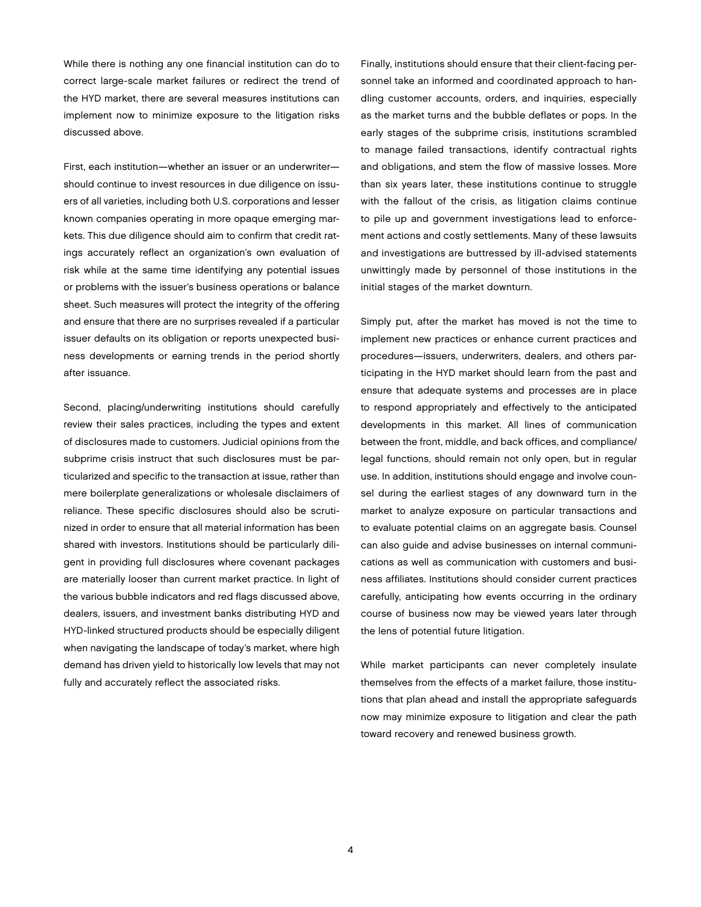While there is nothing any one financial institution can do to correct large-scale market failures or redirect the trend of the HYD market, there are several measures institutions can implement now to minimize exposure to the litigation risks discussed above.

First, each institution—whether an issuer or an underwriter—should continue to invest resources in due diligence on issuers of all varieties, including both U.S. corporations and lesser known companies operating in more opaque emerging markets. This due diligence should aim to confirm that credit ratings accurately reflect an organization's own evaluation of risk while at the same time identifying any potential issues or problems with the issuer's business operations or balance sheet. Such measures will protect the integrity of the offering and ensure that there are no surprises revealed if a particular issuer defaults on its obligation or reports unexpected business developments or earning trends in the period shortly after issuance.

Second, placing/underwriting institutions should carefully review their sales practices, including the types and extent of disclosures made to customers. Judicial opinions from the subprime crisis instruct that such disclosures must be particularized and specific to the transaction at issue, rather than mere boilerplate generalizations or wholesale disclaimers of reliance. These specific disclosures should also be scrutinized in order to ensure that all material information has been shared with investors. Institutions should be particularly diligent in providing full disclosures where covenant packages are materially looser than current market practice. In light of the various bubble indicators and red flags discussed above, dealers, issuers, and investment banks distributing HYD and HYD-linked structured products should be especially diligent when navigating the landscape of today's market, where high demand has driven yield to historically low levels that may not fully and accurately reflect the associated risks.

Finally, institutions should ensure that their client-facing personnel take an informed and coordinated approach to handling customer accounts, orders, and inquiries, especially as the market turns and the bubble deflates or pops. In the early stages of the subprime crisis, institutions scrambled to manage failed transactions, identify contractual rights and obligations, and stem the flow of massive losses. More than six years later, these institutions continue to struggle with the fallout of the crisis, as litigation claims continue to pile up and government investigations lead to enforcement actions and costly settlements. Many of these lawsuits and investigations are buttressed by ill-advised statements unwittingly made by personnel of those institutions in the initial stages of the market downturn.

Simply put, after the market has moved is not the time to implement new practices or enhance current practices and procedures—issuers, underwriters, dealers, and others participating in the HYD market should learn from the past and ensure that adequate systems and processes are in place to respond appropriately and effectively to the anticipated developments in this market. All lines of communication between the front, middle, and back offices, and compliance/legal functions, should remain not only open, but in regular use. In addition, institutions should engage and involve counsel during the earliest stages of any downward turn in the market to analyze exposure on particular transactions and to evaluate potential claims on an aggregate basis. Counsel can also guide and advise businesses on internal communications as well as communication with customers and business affiliates. Institutions should consider current practices carefully, anticipating how events occurring in the ordinary course of business now may be viewed years later through the lens of potential future litigation.

While market participants can never completely insulate themselves from the effects of a market failure, those institutions that plan ahead and install the appropriate safeguards now may minimize exposure to litigation and clear the path toward recovery and renewed business growth.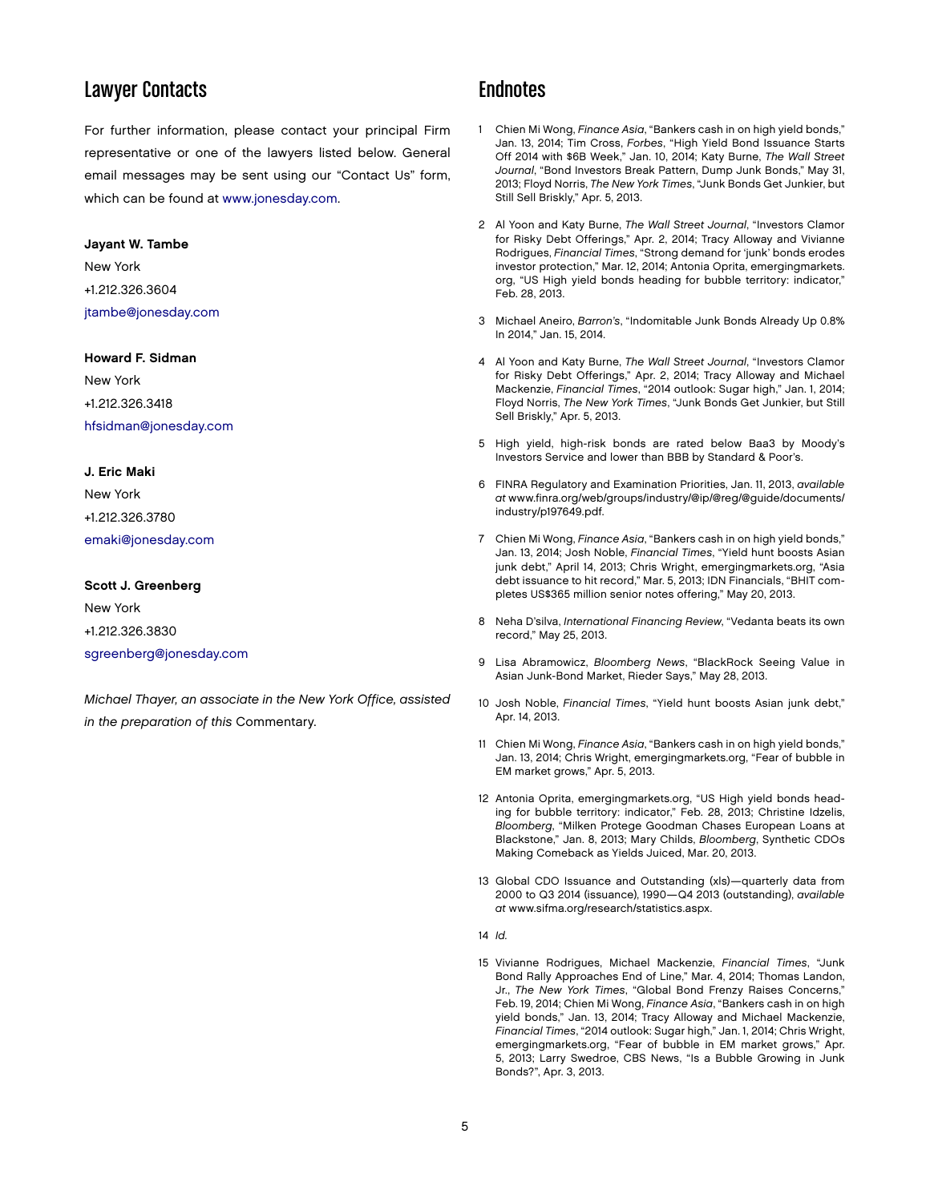## Lawyer Contacts

For further information, please contact your principal Firm representative or one of the lawyers listed below. General email messages may be sent using our "Contact Us" form, which can be found at www.jonesday.com.

**Jayant W. Tambe**
New York
+1.212.326.3604
jtambe@jonesday.com

**Howard F. Sidman**
New York
+1.212.326.3418
hfsidman@jonesday.com

**J. Eric Maki**
New York
+1.212.326.3780
emaki@jonesday.com

**Scott J. Greenberg**
New York
+1.212.326.3830
sgreenberg@jonesday.com

*Michael Thayer, an associate in the New York Office, assisted in the preparation of this* Commentary.

## Endnotes

1. Chien Mi Wong, *Finance Asia*, "Bankers cash in on high yield bonds," Jan. 13, 2014; Tim Cross, *Forbes*, "High Yield Bond Issuance Starts Off 2014 with $6B Week," Jan. 10, 2014; Katy Burne, *The Wall Street Journal*, "Bond Investors Break Pattern, Dump Junk Bonds," May 31, 2013; Floyd Norris, *The New York Times*, "Junk Bonds Get Junkier, but Still Sell Briskly," Apr. 5, 2013.

2. Al Yoon and Katy Burne, *The Wall Street Journal*, "Investors Clamor for Risky Debt Offerings," Apr. 2, 2014; Tracy Alloway and Vivianne Rodrigues, *Financial Times*, "Strong demand for 'junk' bonds erodes investor protection," Mar. 12, 2014; Antonia Oprita, emergingmarkets.org, "US High yield bonds heading for bubble territory: indicator," Feb. 28, 2013.

3. Michael Aneiro, *Barron's*, "Indomitable Junk Bonds Already Up 0.8% In 2014," Jan. 15, 2014.

4. Al Yoon and Katy Burne, *The Wall Street Journal*, "Investors Clamor for Risky Debt Offerings," Apr. 2, 2014; Tracy Alloway and Michael Mackenzie, *Financial Times*, "2014 outlook: Sugar high," Jan. 1, 2014; Floyd Norris, *The New York Times*, "Junk Bonds Get Junkier, but Still Sell Briskly," Apr. 5, 2013.

5. High yield, high-risk bonds are rated below Baa3 by Moody's Investors Service and lower than BBB by Standard & Poor's.

6. FINRA Regulatory and Examination Priorities, Jan. 11, 2013, *available at* www.finra.org/web/groups/industry/@ip/@reg/@guide/documents/industry/p197649.pdf.

7. Chien Mi Wong, *Finance Asia*, "Bankers cash in on high yield bonds," Jan. 13, 2014; Josh Noble, *Financial Times*, "Yield hunt boosts Asian junk debt," April 14, 2013; Chris Wright, emergingmarkets.org, "Asia debt issuance to hit record," Mar. 5, 2013; IDN Financials, "BHIT completes US$365 million senior notes offering," May 20, 2013.

8. Neha D'silva, *International Financing Review*, "Vedanta beats its own record," May 25, 2013.

9. Lisa Abramowicz, *Bloomberg News*, "BlackRock Seeing Value in Asian Junk-Bond Market, Rieder Says," May 28, 2013.

10. Josh Noble, *Financial Times*, "Yield hunt boosts Asian junk debt," Apr. 14, 2013.

11. Chien Mi Wong, *Finance Asia*, "Bankers cash in on high yield bonds," Jan. 13, 2014; Chris Wright, emergingmarkets.org, "Fear of bubble in EM market grows," Apr. 5, 2013.

12. Antonia Oprita, emergingmarkets.org, "US High yield bonds heading for bubble territory: indicator," Feb. 28, 2013; Christine Idzelis, *Bloomberg*, "Milken Protege Goodman Chases European Loans at Blackstone," Jan. 8, 2013; Mary Childs, *Bloomberg*, Synthetic CDOs Making Comeback as Yields Juiced, Mar. 20, 2013.

13. Global CDO Issuance and Outstanding (xls)—quarterly data from 2000 to Q3 2014 (issuance), 1990—Q4 2013 (outstanding), *available at* www.sifma.org/research/statistics.aspx.

14. *Id.*

15. Vivianne Rodrigues, Michael Mackenzie, *Financial Times*, "Junk Bond Rally Approaches End of Line," Mar. 4, 2014; Thomas Landon, Jr., *The New York Times*, "Global Bond Frenzy Raises Concerns," Feb. 19, 2014; Chien Mi Wong, *Finance Asia*, "Bankers cash in on high yield bonds," Jan. 13, 2014; Tracy Alloway and Michael Mackenzie, *Financial Times*, "2014 outlook: Sugar high," Jan. 1, 2014; Chris Wright, emergingmarkets.org, "Fear of bubble in EM market grows," Apr. 5, 2013; Larry Swedroe, CBS News, "Is a Bubble Growing in Junk Bonds?", Apr. 3, 2013.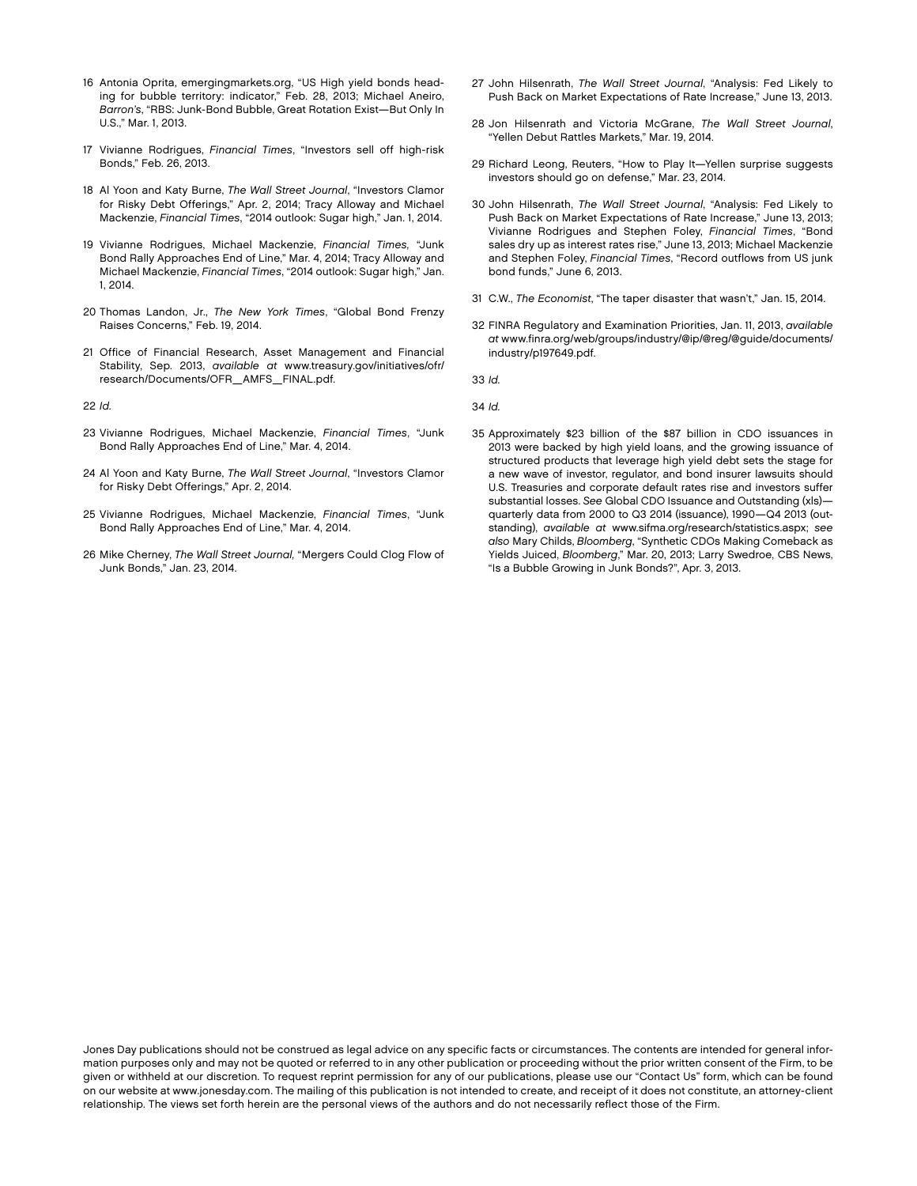16 Antonia Oprita, emergingmarkets.org, "US High yield bonds heading for bubble territory: indicator," Feb. 28, 2013; Michael Aneiro, *Barron's*, "RBS: Junk-Bond Bubble, Great Rotation Exist—But Only In U.S.," Mar. 1, 2013.

17 Vivianne Rodrigues, *Financial Times*, "Investors sell off high-risk Bonds," Feb. 26, 2013.

18 Al Yoon and Katy Burne, *The Wall Street Journal*, "Investors Clamor for Risky Debt Offerings," Apr. 2, 2014; Tracy Alloway and Michael Mackenzie, *Financial Times*, "2014 outlook: Sugar high," Jan. 1, 2014.

19 Vivianne Rodrigues, Michael Mackenzie, *Financial Times,* "Junk Bond Rally Approaches End of Line," Mar. 4, 2014; Tracy Alloway and Michael Mackenzie, *Financial Times*, "2014 outlook: Sugar high," Jan. 1, 2014.

20 Thomas Landon, Jr., *The New York Times*, "Global Bond Frenzy Raises Concerns," Feb. 19, 2014.

21 Office of Financial Research, Asset Management and Financial Stability, Sep. 2013, *available at* www.treasury.gov/initiatives/ofr/research/Documents/OFR_AMFS_FINAL.pdf.

22 *Id.*

23 Vivianne Rodrigues, Michael Mackenzie, *Financial Times*, "Junk Bond Rally Approaches End of Line," Mar. 4, 2014.

24 Al Yoon and Katy Burne, *The Wall Street Journal*, "Investors Clamor for Risky Debt Offerings," Apr. 2, 2014.

25 Vivianne Rodrigues, Michael Mackenzie, *Financial Times*, "Junk Bond Rally Approaches End of Line," Mar. 4, 2014.

26 Mike Cherney, *The Wall Street Journal*, "Mergers Could Clog Flow of Junk Bonds," Jan. 23, 2014.

27 John Hilsenrath, *The Wall Street Journal*, "Analysis: Fed Likely to Push Back on Market Expectations of Rate Increase," June 13, 2013.

28 Jon Hilsenrath and Victoria McGrane, *The Wall Street Journal*, "Yellen Debut Rattles Markets," Mar. 19, 2014.

29 Richard Leong, Reuters, "How to Play It—Yellen surprise suggests investors should go on defense," Mar. 23, 2014.

30 John Hilsenrath, *The Wall Street Journal*, "Analysis: Fed Likely to Push Back on Market Expectations of Rate Increase," June 13, 2013; Vivianne Rodrigues and Stephen Foley, *Financial Times*, "Bond sales dry up as interest rates rise," June 13, 2013; Michael Mackenzie and Stephen Foley, *Financial Times*, "Record outflows from US junk bond funds," June 6, 2013.

31 C.W., *The Economist*, "The taper disaster that wasn't," Jan. 15, 2014.

32 FINRA Regulatory and Examination Priorities, Jan. 11, 2013, *available at* www.finra.org/web/groups/industry/@ip/@reg/@guide/documents/industry/p197649.pdf.

33 *Id.*

34 *Id.*

35 Approximately $23 billion of the $87 billion in CDO issuances in 2013 were backed by high yield loans, and the growing issuance of structured products that leverage high yield debt sets the stage for a new wave of investor, regulator, and bond insurer lawsuits should U.S. Treasuries and corporate default rates rise and investors suffer substantial losses. *See* Global CDO Issuance and Outstanding (xls)—quarterly data from 2000 to Q3 2014 (issuance), 1990—Q4 2013 (outstanding), *available at* www.sifma.org/research/statistics.aspx; *see also* Mary Childs, *Bloomberg*, "Synthetic CDOs Making Comeback as Yields Juiced, *Bloomberg*," Mar. 20, 2013; Larry Swedroe, CBS News, "Is a Bubble Growing in Junk Bonds?", Apr. 3, 2013.

Jones Day publications should not be construed as legal advice on any specific facts or circumstances. The contents are intended for general information purposes only and may not be quoted or referred to in any other publication or proceeding without the prior written consent of the Firm, to be given or withheld at our discretion. To request reprint permission for any of our publications, please use our "Contact Us" form, which can be found on our website at www.jonesday.com. The mailing of this publication is not intended to create, and receipt of it does not constitute, an attorney-client relationship. The views set forth herein are the personal views of the authors and do not necessarily reflect those of the Firm.